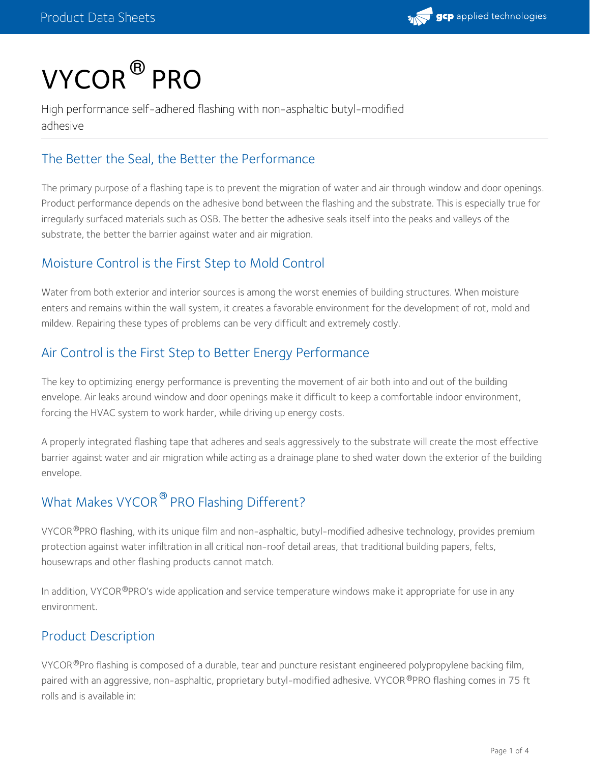# VYCOR® PRO

High performance self-adhered flashing with non-asphaltic butyl-modified adhesive

## The Better the Seal, the Better the Performance

The primary purpose of a flashing tape is to prevent the migration of water and air through window and door openings. Product performance depends on the adhesive bond between the flashing and the substrate. This is especially true for irregularly surfaced materials such as OSB. The better the adhesive seals itself into the peaks and valleys of the substrate, the better the barrier against water and air migration.

## Moisture Control is the First Step to Mold Control

Water from both exterior and interior sources is among the worst enemies of building structures. When moisture enters and remains within the wall system, it creates a favorable environment for the development of rot, mold and mildew. Repairing these types of problems can be very difficult and extremely costly.

## Air Control is the First Step to Better Energy Performance

The key to optimizing energy performance is preventing the movement of air both into and out of the building envelope. Air leaks around window and door openings make it difficult to keep a comfortable indoor environment, forcing the HVAC system to work harder, while driving up energy costs.

A properly integrated flashing tape that adheres and seals aggressively to the substrate will create the most effective barrier against water and air migration while acting as a drainage plane to shed water down the exterior of the building envelope.

## What Makes VYCOR® PRO Flashing Different?

VYCOR®PRO flashing, with its unique film and non-asphaltic, butyl-modified adhesive technology, provides premium protection against water infiltration in all critical non-roof detail areas, that traditional building papers, felts, housewraps and other flashing products cannot match.

In addition, VYCOR®PRO's wide application and service temperature windows make it appropriate for use in any environment.

## Product Description

VYCOR®Pro flashing is composed of a durable, tear and puncture resistant engineered polypropylene backing film, paired with an aggressive, non-asphaltic, proprietary butyl-modified adhesive. VYCOR®PRO flashing comes in 75 ft rolls and is available in: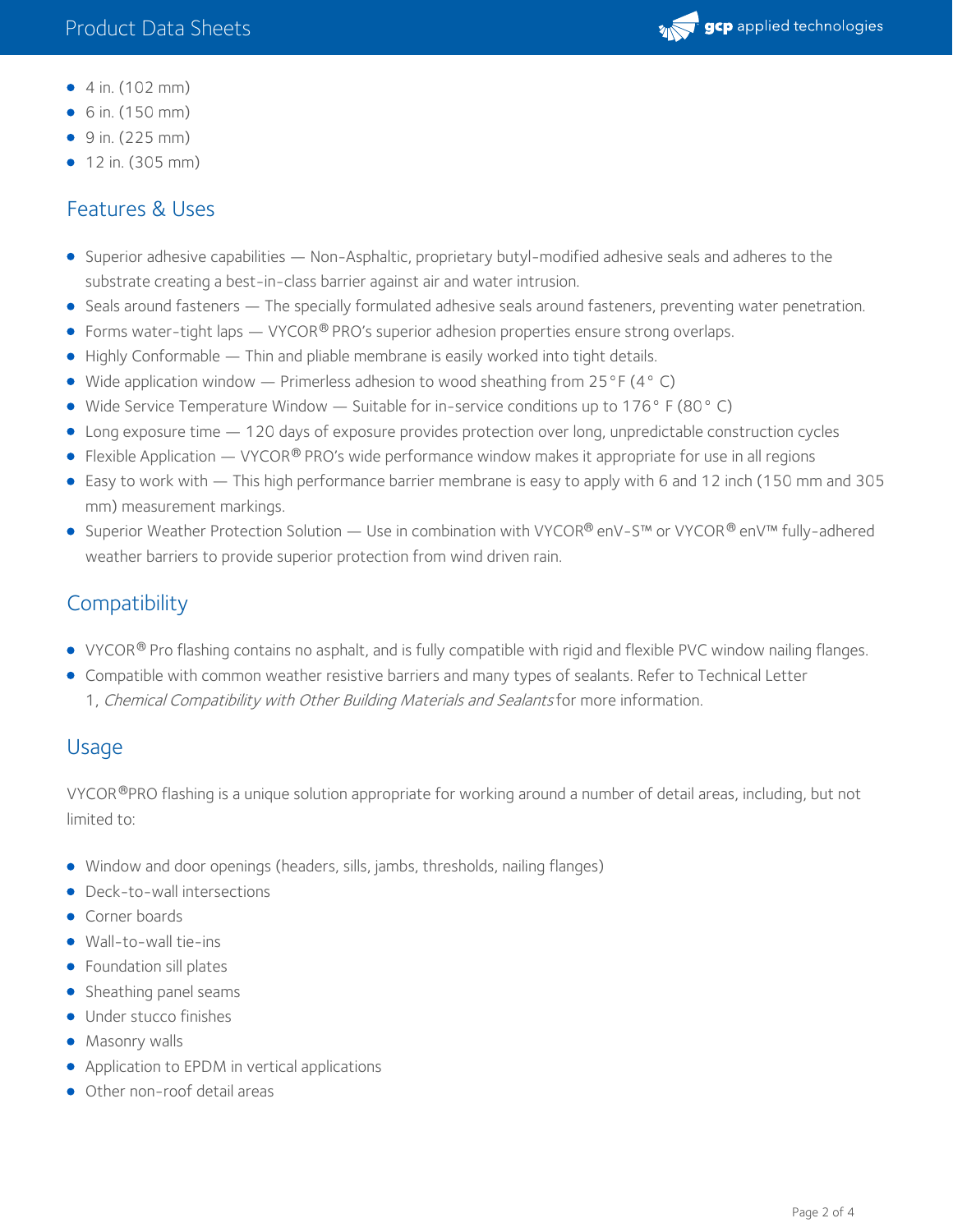- 4 in. (102 mm)
- 6 in. (150 mm)
- 9 in. (225 mm)
- 12 in. (305 mm)

## Features & Uses

- Superior adhesive capabilities — Non-Asphaltic, proprietary butyl-modified adhesive seals and adheres to the substrate creating a best-in-class barrier against air and water intrusion.
- Seals around fasteners — The specially formulated adhesive seals around fasteners, preventing water penetration.
- Forms water-tight laps — VYCOR® PRO's superior adhesion properties ensure strong overlaps.
- Highly Conformable — Thin and pliable membrane is easily worked into tight details.
- Wide application window — Primerless adhesion to wood sheathing from 25°F (4° C)
- Wide Service Temperature Window — Suitable for in-service conditions up to 176° F (80° C)
- Long exposure time — 120 days of exposure provides protection over long, unpredictable construction cycles
- Flexible Application — VYCOR® PRO's wide performance window makes it appropriate for use in all regions
- Easy to work with — This high performance barrier membrane is easy to apply with 6 and 12 inch (150 mm and 305 mm) measurement markings.
- Superior Weather Protection Solution — Use in combination with VYCOR® enV-S™ or VYCOR® enV™ fully-adhered weather barriers to provide superior protection from wind driven rain.

## Compatibility

- VYCOR® Pro flashing contains no asphalt, and is fully compatible with rigid and flexible PVC window nailing flanges.
- Compatible with common weather resistive barriers and many types of sealants. Refer to Technical Letter 1, *Chemical Compatibility with Other Building Materials and Sealants* for more information.

## Usage

VYCOR®PRO flashing is a unique solution appropriate for working around a number of detail areas, including, but not limited to:

- Window and door openings (headers, sills, jambs, thresholds, nailing flanges)
- Deck-to-wall intersections
- Corner boards
- Wall-to-wall tie-ins
- Foundation sill plates
- Sheathing panel seams
- Under stucco finishes
- Masonry walls
- Application to EPDM in vertical applications
- Other non-roof detail areas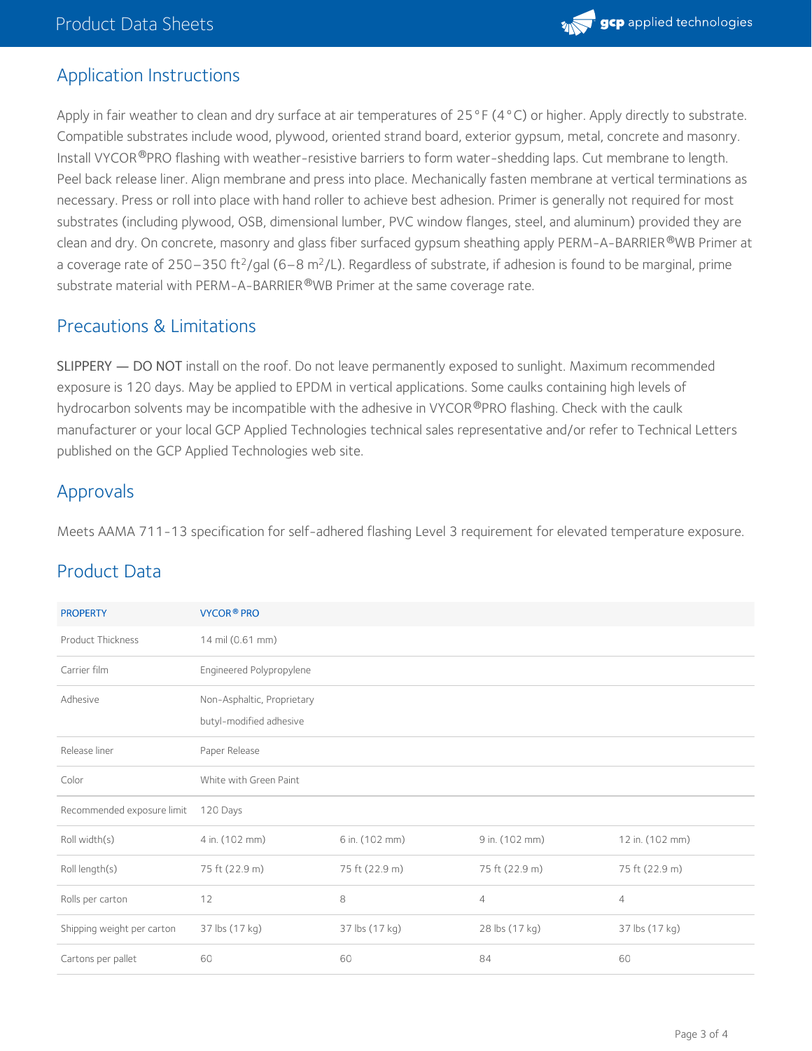## Application Instructions

Apply in fair weather to clean and dry surface at air temperatures of 25°F (4°C) or higher. Apply directly to substrate. Compatible substrates include wood, plywood, oriented strand board, exterior gypsum, metal, concrete and masonry. Install VYCOR®PRO flashing with weather-resistive barriers to form water-shedding laps. Cut membrane to length. Peel back release liner. Align membrane and press into place. Mechanically fasten membrane at vertical terminations as necessary. Press or roll into place with hand roller to achieve best adhesion. Primer is generally not required for most substrates (including plywood, OSB, dimensional lumber, PVC window flanges, steel, and aluminum) provided they are clean and dry. On concrete, masonry and glass fiber surfaced gypsum sheathing apply PERM-A-BARRIER®WB Primer at a coverage rate of 250–350 ft$^2$/gal (6–8 m$^2$/L). Regardless of substrate, if adhesion is found to be marginal, prime substrate material with PERM-A-BARRIER®WB Primer at the same coverage rate.

## Precautions & Limitations

SLIPPERY — DO NOT install on the roof. Do not leave permanently exposed to sunlight. Maximum recommended exposure is 120 days. May be applied to EPDM in vertical applications. Some caulks containing high levels of hydrocarbon solvents may be incompatible with the adhesive in VYCOR®PRO flashing. Check with the caulk manufacturer or your local GCP Applied Technologies technical sales representative and/or refer to Technical Letters published on the GCP Applied Technologies web site.

## Approvals

Meets AAMA 711-13 specification for self-adhered flashing Level 3 requirement for elevated temperature exposure.

## Product Data

| PROPERTY | VYCOR® PRO | | | |
|---|---|---|---|---|
| Product Thickness | 14 mil (0.61 mm) | | | |
| Carrier film | Engineered Polypropylene | | | |
| Adhesive | Non-Asphaltic, Proprietary butyl-modified adhesive | | | |
| Release liner | Paper Release | | | |
| Color | White with Green Paint | | | |
| Recommended exposure limit | 120 Days | | | |
| Roll width(s) | 4 in. (102 mm) | 6 in. (102 mm) | 9 in. (102 mm) | 12 in. (102 mm) |
| Roll length(s) | 75 ft (22.9 m) | 75 ft (22.9 m) | 75 ft (22.9 m) | 75 ft (22.9 m) |
| Rolls per carton | 12 | 8 | 4 | 4 |
| Shipping weight per carton | 37 lbs (17 kg) | 37 lbs (17 kg) | 28 lbs (17 kg) | 37 lbs (17 kg) |
| Cartons per pallet | 60 | 60 | 84 | 60 |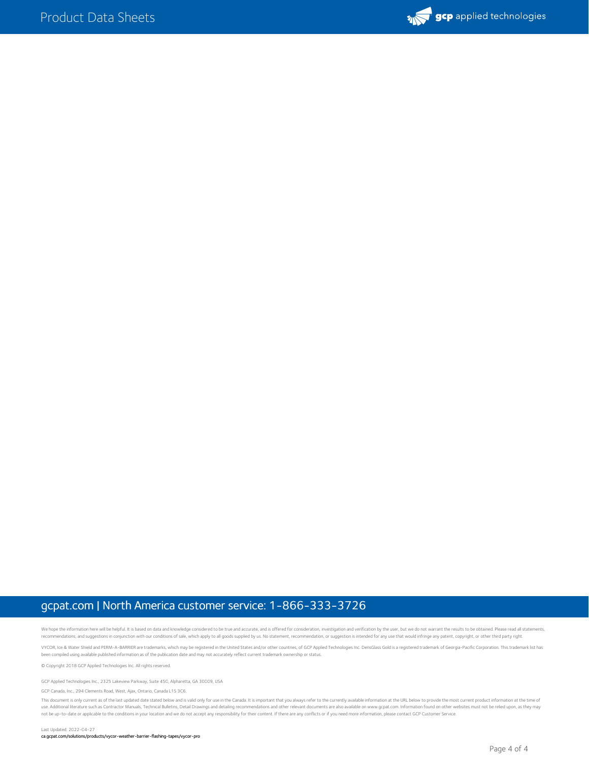gcpat.com | North America customer service: 1-866-333-3726

We hope the information here will be helpful. It is based on data and knowledge considered to be true and accurate, and is offered for consideration, investigation and verification by the user, but we do not warrant the results to be obtained. Please read all statements, recommendations, and suggestions in conjunction with our conditions of sale, which apply to all goods supplied by us. No statement, recommendation, or suggestion is intended for any use that would infringe any patent, copyright, or other third party right.

VYCOR, Ice & Water Shield and PERM-A-BARRIER are trademarks, which may be registered in the United States and/or other countries, of GCP Applied Technologies Inc. DensGlass Gold is a registered trademark of Georgia-Pacific Corporation. This trademark list has been compiled using available published information as of the publication date and may not accurately reflect current trademark ownership or status.

© Copyright 2018 GCP Applied Technologies Inc. All rights reserved.

GCP Applied Technologies Inc., 2325 Lakeview Parkway, Suite 450, Alpharetta, GA 30009, USA

GCP Canada, Inc., 294 Clements Road, West, Ajax, Ontario, Canada L1S 3C6.

This document is only current as of the last updated date stated below and is valid only for use in the Canada. It is important that you always refer to the currently available information at the URL below to provide the most current product information at the time of use. Additional literature such as Contractor Manuals, Technical Bulletins, Detail Drawings and detailing recommendations and other relevant documents are also available on www.gcpat.com. Information found on other websites must not be relied upon, as they may not be up-to-date or applicable to the conditions in your location and we do not accept any responsibility for their content. If there are any conflicts or if you need more information, please contact GCP Customer Service.

Last Updated: 2022-04-27
ca.gcpat.com/solutions/products/vycor-weather-barrier-flashing-tapes/vycor-pro